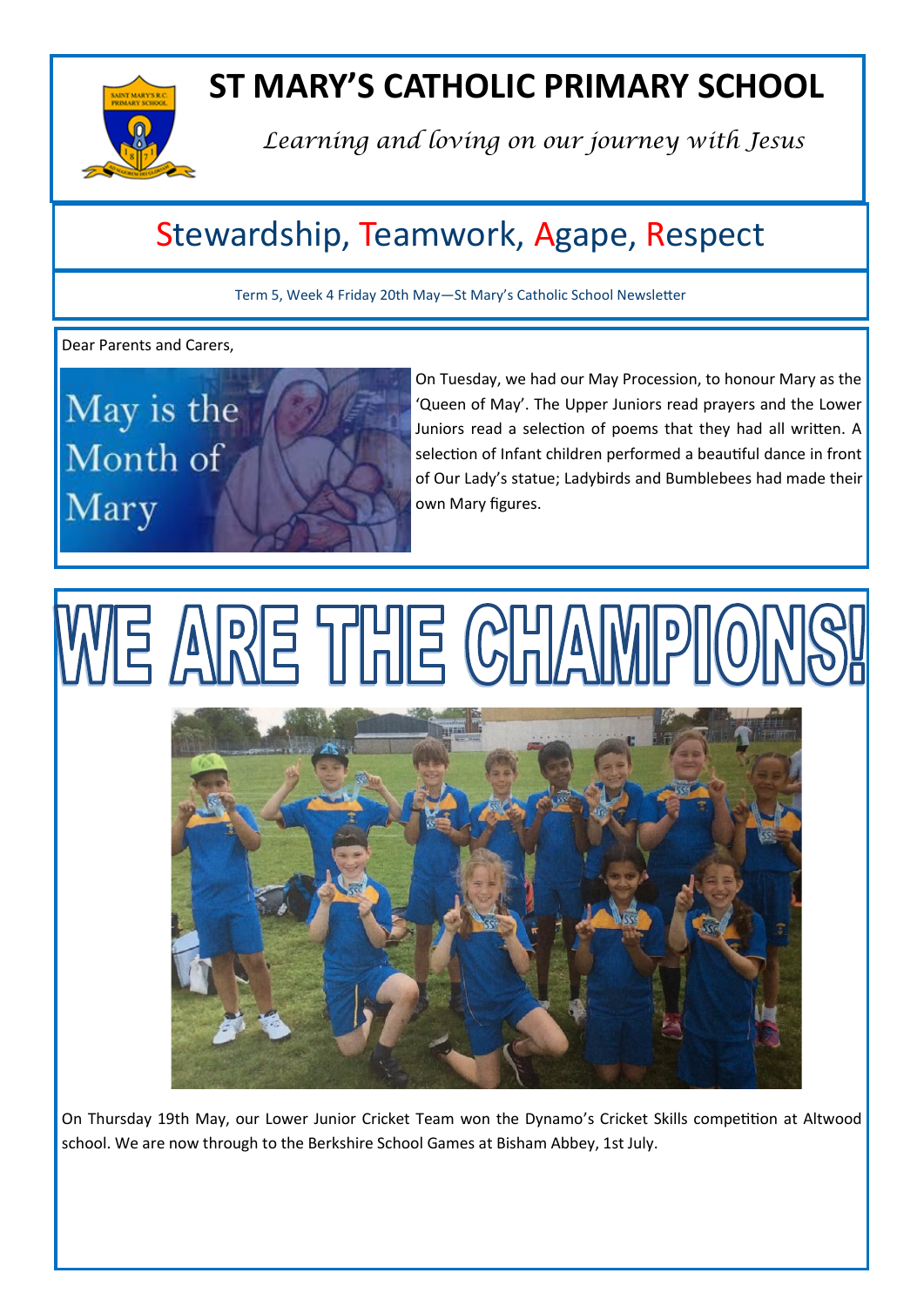# ST MARY'S CATHOLIC PRIMARY SCHOOL

*Learning and loving on our journey with Jesus*

## Stewardship, Teamwork, Agape, Respect

Term 5, Week 4 Friday 20th May—St Mary's Catholic School Newsletter

Dear Parents and Carers,

May is the Month of Mary

On Tuesday, we had our May Procession, to honour Mary as the 'Queen of May'. The Upper Juniors read prayers and the Lower Juniors read a selection of poems that they had all written. A selection of Infant children performed a beautiful dance in front of Our Lady's statue; Ladybirds and Bumblebees had made their own Mary figures.

# WE ARE THE CHAMPIONS!

On Thursday 19th May, our Lower Junior Cricket Team won the Dynamo's Cricket Skills competition at Altwood school. We are now through to the Berkshire School Games at Bisham Abbey, 1st July.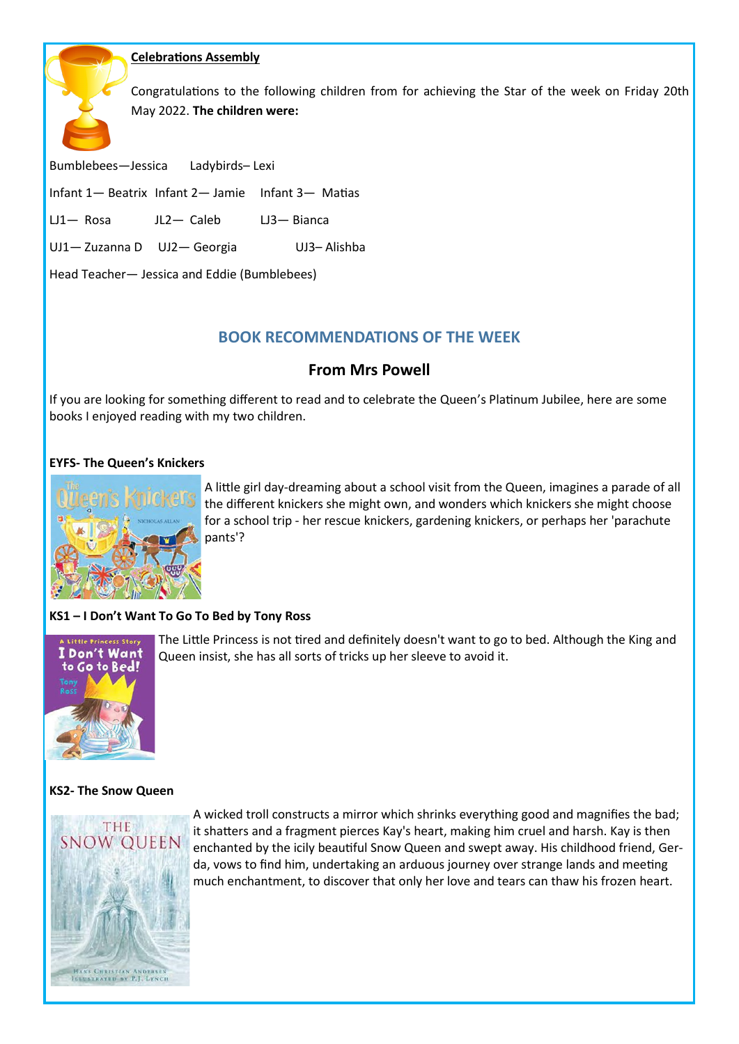**Celebrations Assembly**

Congratulations to the following children from for achieving the Star of the week on Friday 20th May 2022. **The children were:**

Bumblebees—Jessica Ladybirds– Lexi

Infant 1— Beatrix Infant 2— Jamie Infant 3— Matias

LJ1— Rosa JL2— Caleb LJ3— Bianca

UJ1— Zuzanna D UJ2— Georgia UJ3– Alishba

Head Teacher— Jessica and Eddie (Bumblebees)

## BOOK RECOMMENDATIONS OF THE WEEK

### From Mrs Powell

If you are looking for something different to read and to celebrate the Queen's Platinum Jubilee, here are some books I enjoyed reading with my two children.

**EYFS- The Queen's Knickers**

A little girl day-dreaming about a school visit from the Queen, imagines a parade of all the different knickers she might own, and wonders which knickers she might choose for a school trip - her rescue knickers, gardening knickers, or perhaps her 'parachute pants'?

**KS1 – I Don't Want To Go To Bed by Tony Ross**

The Little Princess is not tired and definitely doesn't want to go to bed. Although the King and Queen insist, she has all sorts of tricks up her sleeve to avoid it.

**KS2- The Snow Queen**

A wicked troll constructs a mirror which shrinks everything good and magnifies the bad; it shatters and a fragment pierces Kay's heart, making him cruel and harsh. Kay is then enchanted by the icily beautiful Snow Queen and swept away. His childhood friend, Gerda, vows to find him, undertaking an arduous journey over strange lands and meeting much enchantment, to discover that only her love and tears can thaw his frozen heart.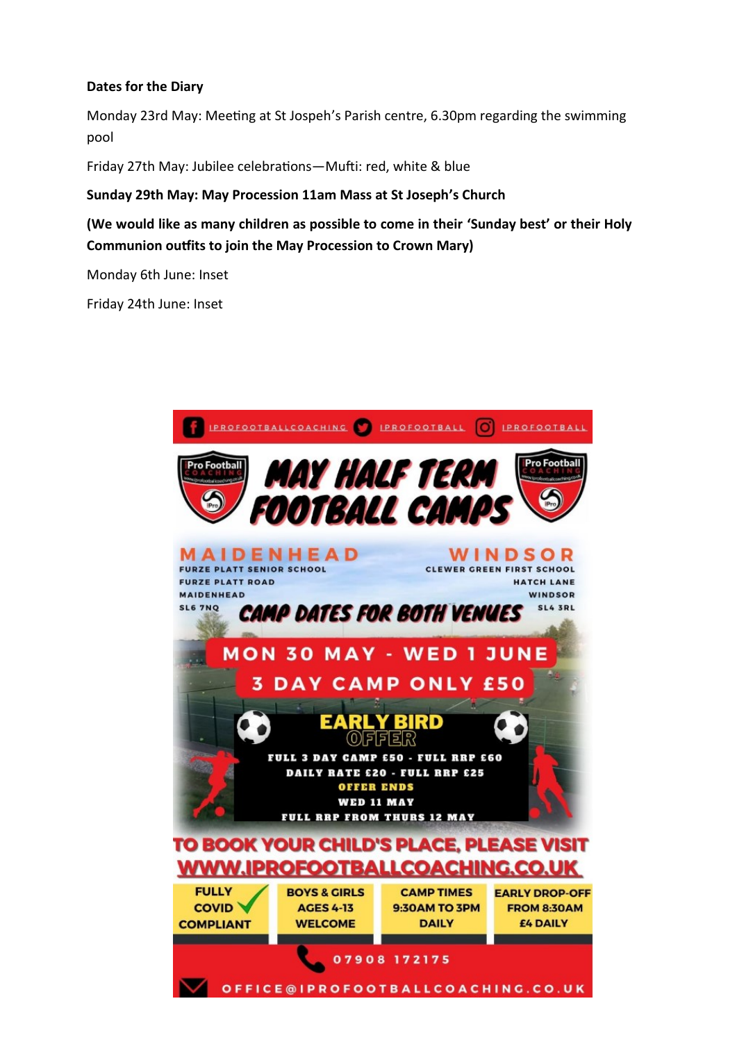**Dates for the Diary**

Monday 23rd May: Meeting at St Jospeh's Parish centre, 6.30pm regarding the swimming pool

Friday 27th May: Jubilee celebrations—Mufti: red, white & blue

**Sunday 29th May: May Procession 11am Mass at St Joseph's Church**

**(We would like as many children as possible to come in their 'Sunday best' or their Holy Communion outfits to join the May Procession to Crown Mary)**

Monday 6th June: Inset

Friday 24th June: Inset

IPROFOOTBALLCOACHING IPROFOOTBALL IPROFOOTBALL

# MAY HALF TERM FOOTBALL CAMPS

**MAIDENHEAD**
FURZE PLATT SENIOR SCHOOL
FURZE PLATT ROAD
MAIDENHEAD
SL6 7NQ

**WINDSOR**
CLEWER GREEN FIRST SCHOOL
HATCH LANE
WINDSOR
SL4 3RL

**CAMP DATES FOR BOTH VENUES**

**MON 30 MAY - WED 1 JUNE**

**3 DAY CAMP ONLY £50**

**EARLY BIRD OFFER**

FULL 3 DAY CAMP £50 - FULL RRP £60
DAILY RATE £20 - FULL RRP £25
OFFER ENDS
WED 11 MAY
FULL RRP FROM THURS 12 MAY

**TO BOOK YOUR CHILD'S PLACE, PLEASE VISIT WWW.IPROFOOTBALLCOACHING.CO.UK**

| FULLY COVID COMPLIANT | BOYS & GIRLS AGES 4-13 WELCOME | CAMP TIMES 9:30AM TO 3PM DAILY | EARLY DROP-OFF FROM 8:30AM £4 DAILY |
|---|---|---|---|

07908 172175

OFFICE@IPROFOOTBALLCOACHING.CO.UK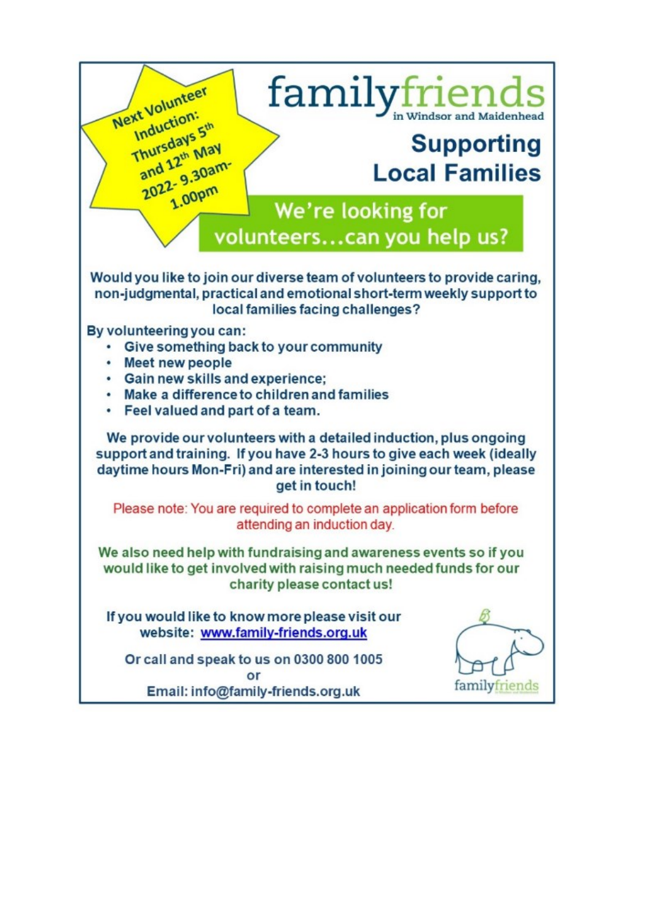Next Volunteer Induction: Thursdays 5th and 12th May 2022- 9.30am-1.00pm

# familyfriends

in Windsor and Maidenhead

## Supporting Local Families

## We're looking for volunteers...can you help us?

**Would you like to join our diverse team of volunteers to provide caring, non-judgmental, practical and emotional short-term weekly support to local families facing challenges?**

**By volunteering you can:**

- **Give something back to your community**
- **Meet new people**
- **Gain new skills and experience;**
- **Make a difference to children and families**
- **Feel valued and part of a team.**

**We provide our volunteers with a detailed induction, plus ongoing support and training. If you have 2-3 hours to give each week (ideally daytime hours Mon-Fri) and are interested in joining our team, please get in touch!**

Please note: You are required to complete an application form before attending an induction day.

**We also need help with fundraising and awareness events so if you would like to get involved with raising much needed funds for our charity please contact us!**

**If you would like to know more please visit our website: [www.family-friends.org.uk](http://www.family-friends.org.uk)**

**Or call and speak to us on 0300 800 1005**

**or**

**Email: info@family-friends.org.uk**

familyfriends